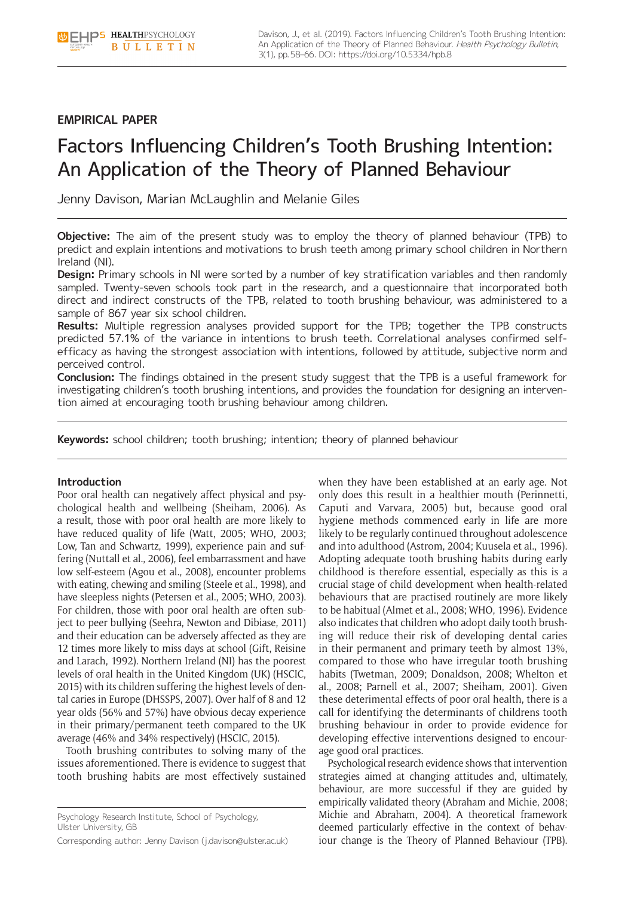EMPIRICAL PAPER

# Factors Influencing Children's Tooth Brushing Intention: An Application of the Theory of Planned Behaviour

Jenny Davison, Marian McLaughlin and Melanie Giles

**Objective:** The aim of the present study was to employ the theory of planned behaviour (TPB) to predict and explain intentions and motivations to brush teeth among primary school children in Northern Ireland (NI).

**Design:** Primary schools in NI were sorted by a number of key stratification variables and then randomly sampled. Twenty-seven schools took part in the research, and a questionnaire that incorporated both direct and indirect constructs of the TPB, related to tooth brushing behaviour, was administered to a sample of 867 year six school children.

**Results:** Multiple regression analyses provided support for the TPB; together the TPB constructs predicted 57.1% of the variance in intentions to brush teeth. Correlational analyses confirmed self-efficacy as having the strongest association with intentions, followed by attitude, subjective norm and perceived control.

**Conclusion:** The findings obtained in the present study suggest that the TPB is a useful framework for investigating children's tooth brushing intentions, and provides the foundation for designing an intervention aimed at encouraging tooth brushing behaviour among children.

**Keywords:** school children; tooth brushing; intention; theory of planned behaviour

## Introduction

Poor oral health can negatively affect physical and psychological health and wellbeing (Sheiham, 2006). As a result, those with poor oral health are more likely to have reduced quality of life (Watt, 2005; WHO, 2003; Low, Tan and Schwartz, 1999), experience pain and suffering (Nuttall et al., 2006), feel embarrassment and have low self-esteem (Agou et al., 2008), encounter problems with eating, chewing and smiling (Steele et al., 1998), and have sleepless nights (Petersen et al., 2005; WHO, 2003). For children, those with poor oral health are often subject to peer bullying (Seehra, Newton and Dibiase, 2011) and their education can be adversely affected as they are 12 times more likely to miss days at school (Gift, Reisine and Larach, 1992). Northern Ireland (NI) has the poorest levels of oral health in the United Kingdom (UK) (HSCIC, 2015) with its children suffering the highest levels of dental caries in Europe (DHSSPS, 2007). Over half of 8 and 12 year olds (56% and 57%) have obvious decay experience in their primary/permanent teeth compared to the UK average (46% and 34% respectively) (HSCIC, 2015).

Tooth brushing contributes to solving many of the issues aforementioned. There is evidence to suggest that tooth brushing habits are most effectively sustained when they have been established at an early age. Not only does this result in a healthier mouth (Perinnetti, Caputi and Varvara, 2005) but, because good oral hygiene methods commenced early in life are more likely to be regularly continued throughout adolescence and into adulthood (Astrom, 2004; Kuusela et al., 1996). Adopting adequate tooth brushing habits during early childhood is therefore essential, especially as this is a crucial stage of child development when health-related behaviours that are practised routinely are more likely to be habitual (Almet et al., 2008; WHO, 1996). Evidence also indicates that children who adopt daily tooth brushing will reduce their risk of developing dental caries in their permanent and primary teeth by almost 13%, compared to those who have irregular tooth brushing habits (Twetman, 2009; Donaldson, 2008; Whelton et al., 2008; Parnell et al., 2007; Sheiham, 2001). Given these deterimental effects of poor oral health, there is a call for identifying the determinants of childrens tooth brushing behaviour in order to provide evidence for developing effective interventions designed to encourage good oral practices.

Psychological research evidence shows that intervention strategies aimed at changing attitudes and, ultimately, behaviour, are more successful if they are guided by empirically validated theory (Abraham and Michie, 2008; Michie and Abraham, 2004). A theoretical framework deemed particularly effective in the context of behaviour change is the Theory of Planned Behaviour (TPB).

Psychology Research Institute, School of Psychology, Ulster University, GB

Corresponding author: Jenny Davison (j.davison@ulster.ac.uk)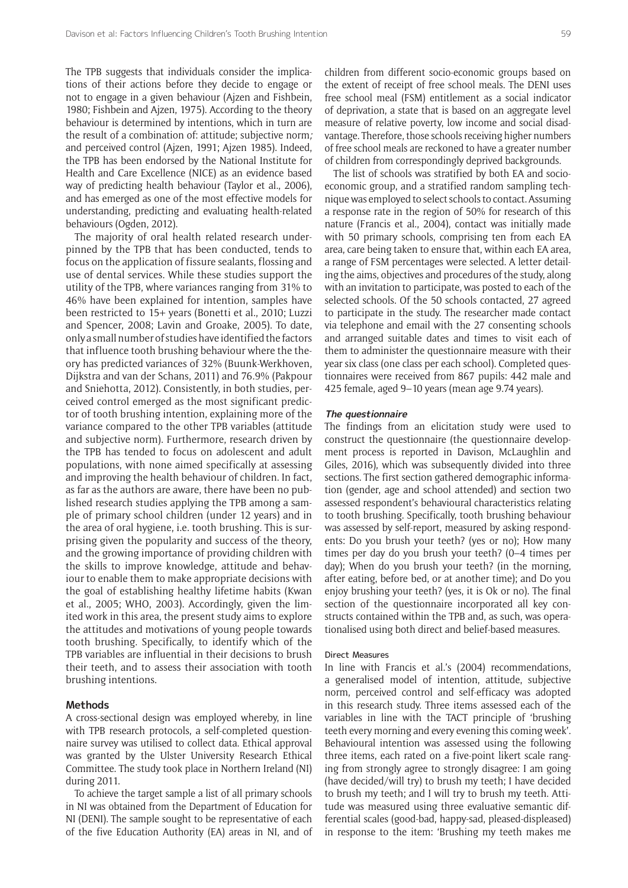The TPB suggests that individuals consider the implications of their actions before they decide to engage or not to engage in a given behaviour (Ajzen and Fishbein, 1980; Fishbein and Ajzen, 1975). According to the theory behaviour is determined by intentions, which in turn are the result of a combination of: attitude; subjective norm; and perceived control (Ajzen, 1991; Ajzen 1985). Indeed, the TPB has been endorsed by the National Institute for Health and Care Excellence (NICE) as an evidence based way of predicting health behaviour (Taylor et al., 2006), and has emerged as one of the most effective models for understanding, predicting and evaluating health-related behaviours (Ogden, 2012).

The majority of oral health related research underpinned by the TPB that has been conducted, tends to focus on the application of fissure sealants, flossing and use of dental services. While these studies support the utility of the TPB, where variances ranging from 31% to 46% have been explained for intention, samples have been restricted to 15+ years (Bonetti et al., 2010; Luzzi and Spencer, 2008; Lavin and Groake, 2005). To date, only a small number of studies have identified the factors that influence tooth brushing behaviour where the theory has predicted variances of 32% (Buunk-Werkhoven, Dijkstra and van der Schans, 2011) and 76.9% (Pakpour and Sniehotta, 2012). Consistently, in both studies, perceived control emerged as the most significant predictor of tooth brushing intention, explaining more of the variance compared to the other TPB variables (attitude and subjective norm). Furthermore, research driven by the TPB has tended to focus on adolescent and adult populations, with none aimed specifically at assessing and improving the health behaviour of children. In fact, as far as the authors are aware, there have been no published research studies applying the TPB among a sample of primary school children (under 12 years) and in the area of oral hygiene, i.e. tooth brushing. This is surprising given the popularity and success of the theory, and the growing importance of providing children with the skills to improve knowledge, attitude and behaviour to enable them to make appropriate decisions with the goal of establishing healthy lifetime habits (Kwan et al., 2005; WHO, 2003). Accordingly, given the limited work in this area, the present study aims to explore the attitudes and motivations of young people towards tooth brushing. Specifically, to identify which of the TPB variables are influential in their decisions to brush their teeth, and to assess their association with tooth brushing intentions.

## Methods

A cross-sectional design was employed whereby, in line with TPB research protocols, a self-completed questionnaire survey was utilised to collect data. Ethical approval was granted by the Ulster University Research Ethical Committee. The study took place in Northern Ireland (NI) during 2011.

To achieve the target sample a list of all primary schools in NI was obtained from the Department of Education for NI (DENI). The sample sought to be representative of each of the five Education Authority (EA) areas in NI, and of children from different socio-economic groups based on the extent of receipt of free school meals. The DENI uses free school meal (FSM) entitlement as a social indicator of deprivation, a state that is based on an aggregate level measure of relative poverty, low income and social disadvantage. Therefore, those schools receiving higher numbers of free school meals are reckoned to have a greater number of children from correspondingly deprived backgrounds.

The list of schools was stratified by both EA and socio-economic group, and a stratified random sampling technique was employed to select schools to contact. Assuming a response rate in the region of 50% for research of this nature (Francis et al., 2004), contact was initially made with 50 primary schools, comprising ten from each EA area, care being taken to ensure that, within each EA area, a range of FSM percentages were selected. A letter detailing the aims, objectives and procedures of the study, along with an invitation to participate, was posted to each of the selected schools. Of the 50 schools contacted, 27 agreed to participate in the study. The researcher made contact via telephone and email with the 27 consenting schools and arranged suitable dates and times to visit each of them to administer the questionnaire measure with their year six class (one class per each school). Completed questionnaires were received from 867 pupils: 442 male and 425 female, aged 9–10 years (mean age 9.74 years).

### *The questionnaire*

The findings from an elicitation study were used to construct the questionnaire (the questionnaire development process is reported in Davison, McLaughlin and Giles, 2016), which was subsequently divided into three sections. The first section gathered demographic information (gender, age and school attended) and section two assessed respondent's behavioural characteristics relating to tooth brushing. Specifically, tooth brushing behaviour was assessed by self-report, measured by asking respondents: Do you brush your teeth? (yes or no); How many times per day do you brush your teeth? (0–4 times per day); When do you brush your teeth? (in the morning, after eating, before bed, or at another time); and Do you enjoy brushing your teeth? (yes, it is Ok or no). The final section of the questionnaire incorporated all key constructs contained within the TPB and, as such, was operationalised using both direct and belief-based measures.

#### Direct Measures

In line with Francis et al.'s (2004) recommendations, a generalised model of intention, attitude, subjective norm, perceived control and self-efficacy was adopted in this research study. Three items assessed each of the variables in line with the TACT principle of 'brushing teeth every morning and every evening this coming week'. Behavioural intention was assessed using the following three items, each rated on a five-point likert scale ranging from strongly agree to strongly disagree: I am going (have decided/will try) to brush my teeth; I have decided to brush my teeth; and I will try to brush my teeth. Attitude was measured using three evaluative semantic differential scales (good-bad, happy-sad, pleased-displeased) in response to the item: 'Brushing my teeth makes me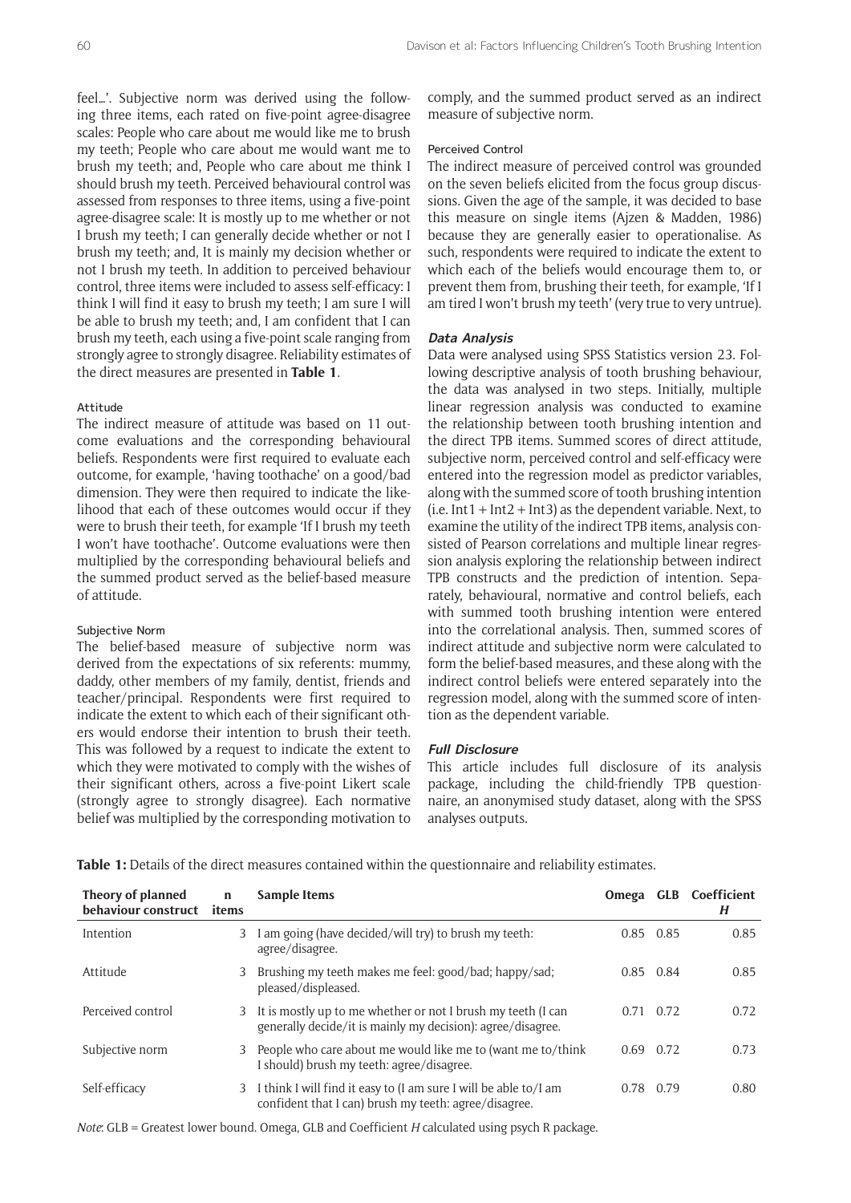feel...'. Subjective norm was derived using the following three items, each rated on five-point agree-disagree scales: People who care about me would like me to brush my teeth; People who care about me would want me to brush my teeth; and, People who care about me think I should brush my teeth. Perceived behavioural control was assessed from responses to three items, using a five-point agree-disagree scale: It is mostly up to me whether or not I brush my teeth; I can generally decide whether or not I brush my teeth; and, It is mainly my decision whether or not I brush my teeth. In addition to perceived behaviour control, three items were included to assess self-efficacy: I think I will find it easy to brush my teeth; I am sure I will be able to brush my teeth; and, I am confident that I can brush my teeth, each using a five-point scale ranging from strongly agree to strongly disagree. Reliability estimates of the direct measures are presented in **Table 1**.

#### Attitude

The indirect measure of attitude was based on 11 outcome evaluations and the corresponding behavioural beliefs. Respondents were first required to evaluate each outcome, for example, 'having toothache' on a good/bad dimension. They were then required to indicate the likelihood that each of these outcomes would occur if they were to brush their teeth, for example 'If I brush my teeth I won't have toothache'. Outcome evaluations were then multiplied by the corresponding behavioural beliefs and the summed product served as the belief-based measure of attitude.

#### Subjective Norm

The belief-based measure of subjective norm was derived from the expectations of six referents: mummy, daddy, other members of my family, dentist, friends and teacher/principal. Respondents were first required to indicate the extent to which each of their significant others would endorse their intention to brush their teeth. This was followed by a request to indicate the extent to which they were motivated to comply with the wishes of their significant others, across a five-point Likert scale (strongly agree to strongly disagree). Each normative belief was multiplied by the corresponding motivation to comply, and the summed product served as an indirect measure of subjective norm.

#### Perceived Control

The indirect measure of perceived control was grounded on the seven beliefs elicited from the focus group discussions. Given the age of the sample, it was decided to base this measure on single items (Ajzen & Madden, 1986) because they are generally easier to operationalise. As such, respondents were required to indicate the extent to which each of the beliefs would encourage them to, or prevent them from, brushing their teeth, for example, 'If I am tired I won't brush my teeth' (very true to very untrue).

### Data Analysis

Data were analysed using SPSS Statistics version 23. Following descriptive analysis of tooth brushing behaviour, the data was analysed in two steps. Initially, multiple linear regression analysis was conducted to examine the relationship between tooth brushing intention and the direct TPB items. Summed scores of direct attitude, subjective norm, perceived control and self-efficacy were entered into the regression model as predictor variables, along with the summed score of tooth brushing intention (i.e. Int1 + Int2 + Int3) as the dependent variable. Next, to examine the utility of the indirect TPB items, analysis consisted of Pearson correlations and multiple linear regression analysis exploring the relationship between indirect TPB constructs and the prediction of intention. Separately, behavioural, normative and control beliefs, each with summed tooth brushing intention were entered into the correlational analysis. Then, summed scores of indirect attitude and subjective norm were calculated to form the belief-based measures, and these along with the indirect control beliefs were entered separately into the regression model, along with the summed score of intention as the dependent variable.

### Full Disclosure

This article includes full disclosure of its analysis package, including the child-friendly TPB questionnaire, an anonymised study dataset, along with the SPSS analyses outputs.

**Table 1:** Details of the direct measures contained within the questionnaire and reliability estimates.

| Theory of planned behaviour construct | n items | Sample Items | Omega | GLB | Coefficient *H* |
|---|---|---|---|---|---|
| Intention | 3 | I am going (have decided/will try) to brush my teeth: agree/disagree. | 0.85 | 0.85 | 0.85 |
| Attitude | 3 | Brushing my teeth makes me feel: good/bad; happy/sad; pleased/displeased. | 0.85 | 0.84 | 0.85 |
| Perceived control | 3 | It is mostly up to me whether or not I brush my teeth (I can generally decide/it is mainly my decision): agree/disagree. | 0.71 | 0.72 | 0.72 |
| Subjective norm | 3 | People who care about me would like me to (want me to/think I should) brush my teeth: agree/disagree. | 0.69 | 0.72 | 0.73 |
| Self-efficacy | 3 | I think I will find it easy to (I am sure I will be able to/I am confident that I can) brush my teeth: agree/disagree. | 0.78 | 0.79 | 0.80 |

*Note*: GLB = Greatest lower bound. Omega, GLB and Coefficient *H* calculated using psych R package.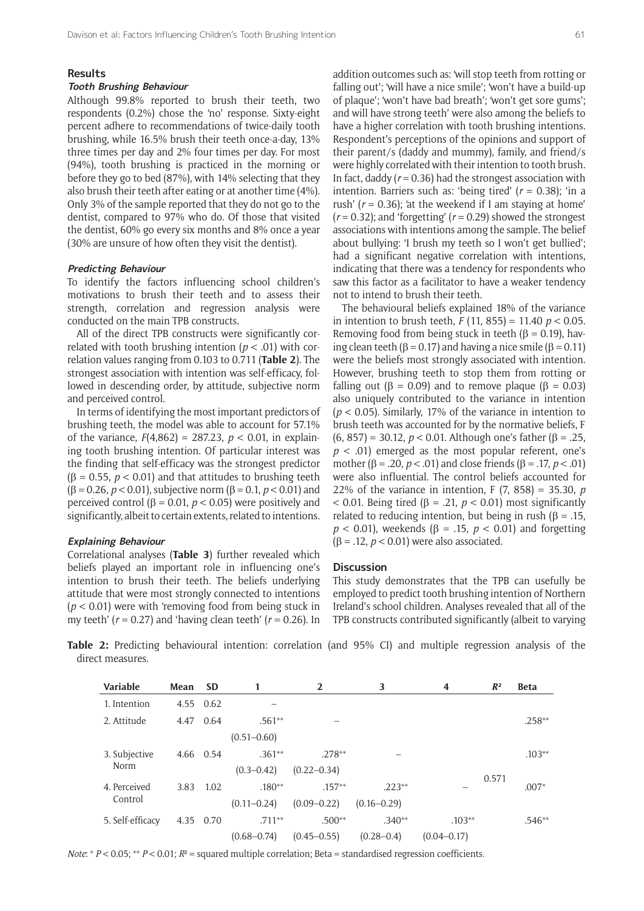## Results

### *Tooth Brushing Behaviour*

Although 99.8% reported to brush their teeth, two respondents (0.2%) chose the 'no' response. Sixty-eight percent adhere to recommendations of twice-daily tooth brushing, while 16.5% brush their teeth once-a-day, 13% three times per day and 2% four times per day. For most (94%), tooth brushing is practiced in the morning or before they go to bed (87%), with 14% selecting that they also brush their teeth after eating or at another time (4%). Only 3% of the sample reported that they do not go to the dentist, compared to 97% who do. Of those that visited the dentist, 60% go every six months and 8% once a year (30% are unsure of how often they visit the dentist).

### *Predicting Behaviour*

To identify the factors influencing school children's motivations to brush their teeth and to assess their strength, correlation and regression analysis were conducted on the main TPB constructs.

All of the direct TPB constructs were significantly correlated with tooth brushing intention ($p < .01$) with correlation values ranging from 0.103 to 0.711 (**Table 2**). The strongest association with intention was self-efficacy, followed in descending order, by attitude, subjective norm and perceived control.

In terms of identifying the most important predictors of brushing teeth, the model was able to account for 57.1% of the variance, $F(4{,}862) = 287.23$, $p < 0.01$, in explaining tooth brushing intention. Of particular interest was the finding that self-efficacy was the strongest predictor ($\beta = 0.55$, $p < 0.01$) and that attitudes to brushing teeth ($\beta = 0.26$, $p < 0.01$), subjective norm ($\beta = 0.1$, $p < 0.01$) and perceived control ($\beta = 0.01$, $p < 0.05$) were positively and significantly, albeit to certain extents, related to intentions.

### *Explaining Behaviour*

Correlational analyses (**Table 3**) further revealed which beliefs played an important role in influencing one's intention to brush their teeth. The beliefs underlying attitude that were most strongly connected to intentions ($p < 0.01$) were with 'removing food from being stuck in my teeth' ($r = 0.27$) and 'having clean teeth' ($r = 0.26$). In addition outcomes such as: 'will stop teeth from rotting or falling out'; 'will have a nice smile'; 'won't have a build-up of plaque'; 'won't have bad breath'; 'won't get sore gums'; and will have strong teeth' were also among the beliefs to have a higher correlation with tooth brushing intentions. Respondent's perceptions of the opinions and support of their parent/s (daddy and mummy), family, and friend/s were highly correlated with their intention to tooth brush. In fact, daddy ($r = 0.36$) had the strongest association with intention. Barriers such as: 'being tired' ($r = 0.38$); 'in a rush' ($r = 0.36$); 'at the weekend if I am staying at home' ($r = 0.32$); and 'forgetting' ($r = 0.29$) showed the strongest associations with intentions among the sample. The belief about bullying: 'I brush my teeth so I won't get bullied'; had a significant negative correlation with intentions, indicating that there was a tendency for respondents who saw this factor as a facilitator to have a weaker tendency not to intend to brush their teeth.

The behavioural beliefs explained 18% of the variance in intention to brush teeth, $F(11, 855) = 11.40$ $p < 0.05$. Removing food from being stuck in teeth ($\beta = 0.19$), having clean teeth ($\beta = 0.17$) and having a nice smile ($\beta = 0.11$) were the beliefs most strongly associated with intention. However, brushing teeth to stop them from rotting or falling out ($\beta = 0.09$) and to remove plaque ($\beta = 0.03$) also uniquely contributed to the variance in intention ($p < 0.05$). Similarly, 17% of the variance in intention to brush teeth was accounted for by the normative beliefs, $F(6, 857) = 30.12$, $p < 0.01$. Although one's father ($\beta = .25$, $p < .01$) emerged as the most popular referent, one's mother ($\beta = .20$, $p < .01$) and close friends ($\beta = .17$, $p < .01$) were also influential. The control beliefs accounted for 22% of the variance in intention, $F(7, 858) = 35.30$, $p < 0.01$. Being tired ($\beta = .21$, $p < 0.01$) most significantly related to reducing intention, but being in rush ($\beta = .15$, $p < 0.01$), weekends ($\beta = .15$, $p < 0.01$) and forgetting ($\beta = .12$, $p < 0.01$) were also associated.

## Discussion

This study demonstrates that the TPB can usefully be employed to predict tooth brushing intention of Northern Ireland's school children. Analyses revealed that all of the TPB constructs contributed significantly (albeit to varying

**Table 2:** Predicting behavioural intention: correlation (and 95% CI) and multiple regression analysis of the direct measures.

| Variable | Mean | SD | 1 | 2 | 3 | 4 | $R^2$ | Beta |
|---|---|---|---|---|---|---|---|---|
| 1. Intention | 4.55 | 0.62 | – | | | | | |
| 2. Attitude | 4.47 | 0.64 | .561** (0.51–0.60) | – | | | | .258** |
| 3. Subjective Norm | 4.66 | 0.54 | .361** (0.3–0.42) | .278** (0.22–0.34) | – | | | .103** |
| 4. Perceived Control | 3.83 | 1.02 | .180** (0.11–0.24) | .157** (0.09–0.22) | .223** (0.16–0.29) | – | 0.571 | .007* |
| 5. Self-efficacy | 4.35 | 0.70 | .711** (0.68–0.74) | .500** (0.45–0.55) | .340** (0.28–0.4) | .103** (0.04–0.17) | | .546** |

*Note*: * $P < 0.05$; ** $P < 0.01$; $R^2$ = squared multiple correlation; Beta = standardised regression coefficients.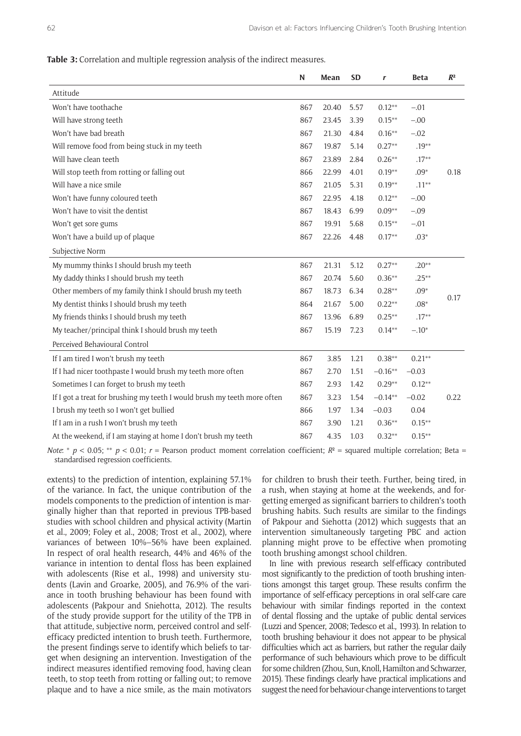**Table 3:** Correlation and multiple regression analysis of the indirect measures.

| | N | Mean | SD | $r$ | Beta | $R^2$ |
|---|---|---|---|---|---|---|
| Attitude | | | | | | |
| Won't have toothache | 867 | 20.40 | 5.57 | 0.12** | –.01 | |
| Will have strong teeth | 867 | 23.45 | 3.39 | 0.15** | –.00 | |
| Won't have bad breath | 867 | 21.30 | 4.84 | 0.16** | –.02 | |
| Will remove food from being stuck in my teeth | 867 | 19.87 | 5.14 | 0.27** | .19** | |
| Will have clean teeth | 867 | 23.89 | 2.84 | 0.26** | .17** | |
| Will stop teeth from rotting or falling out | 866 | 22.99 | 4.01 | 0.19** | .09* | 0.18 |
| Will have a nice smile | 867 | 21.05 | 5.31 | 0.19** | .11** | |
| Won't have funny coloured teeth | 867 | 22.95 | 4.18 | 0.12** | –.00 | |
| Won't have to visit the dentist | 867 | 18.43 | 6.99 | 0.09** | –.09 | |
| Won't get sore gums | 867 | 19.91 | 5.68 | 0.15** | –.01 | |
| Won't have a build up of plaque | 867 | 22.26 | 4.48 | 0.17** | .03* | |
| Subjective Norm | | | | | | |
| My mummy thinks I should brush my teeth | 867 | 21.31 | 5.12 | 0.27** | .20** | |
| My daddy thinks I should brush my teeth | 867 | 20.74 | 5.60 | 0.36** | .25** | |
| Other members of my family think I should brush my teeth | 867 | 18.73 | 6.34 | 0.28** | .09* | 0.17 |
| My dentist thinks I should brush my teeth | 864 | 21.67 | 5.00 | 0.22** | .08* | |
| My friends thinks I should brush my teeth | 867 | 13.96 | 6.89 | 0.25** | .17** | |
| My teacher/principal think I should brush my teeth | 867 | 15.19 | 7.23 | 0.14** | –.10* | |
| Perceived Behavioural Control | | | | | | |
| If I am tired I won't brush my teeth | 867 | 3.85 | 1.21 | 0.38** | 0.21** | |
| If I had nicer toothpaste I would brush my teeth more often | 867 | 2.70 | 1.51 | –0.16** | –0.03 | |
| Sometimes I can forget to brush my teeth | 867 | 2.93 | 1.42 | 0.29** | 0.12** | |
| If I got a treat for brushing my teeth I would brush my teeth more often | 867 | 3.23 | 1.54 | –0.14** | –0.02 | 0.22 |
| I brush my teeth so I won't get bullied | 866 | 1.97 | 1.34 | –0.03 | 0.04 | |
| If I am in a rush I won't brush my teeth | 867 | 3.90 | 1.21 | 0.36** | 0.15** | |
| At the weekend, if I am staying at home I don't brush my teeth | 867 | 4.35 | 1.03 | 0.32** | 0.15** | |

*Note*: * $p < 0.05$; ** $p < 0.01$; $r$ = Pearson product moment correlation coefficient; $R^2$ = squared multiple correlation; Beta = standardised regression coefficients.

extents) to the prediction of intention, explaining 57.1% of the variance. In fact, the unique contribution of the models components to the prediction of intention is marginally higher than that reported in previous TPB-based studies with school children and physical activity (Martin et al., 2009; Foley et al., 2008; Trost et al., 2002), where variances of between 10%–56% have been explained. In respect of oral health research, 44% and 46% of the variance in intention to dental floss has been explained with adolescents (Rise et al., 1998) and university students (Lavin and Groarke, 2005), and 76.9% of the variance in tooth brushing behaviour has been found with adolescents (Pakpour and Sniehotta, 2012). The results of the study provide support for the utility of the TPB in that attitude, subjective norm, perceived control and self-efficacy predicted intention to brush teeth. Furthermore, the present findings serve to identify which beliefs to target when designing an intervention. Investigation of the indirect measures identified removing food, having clean teeth, to stop teeth from rotting or falling out; to remove plaque and to have a nice smile, as the main motivators for children to brush their teeth. Further, being tired, in a rush, when staying at home at the weekends, and forgetting emerged as significant barriers to children's tooth brushing habits. Such results are similar to the findings of Pakpour and Siehotta (2012) which suggests that an intervention simultaneously targeting PBC and action planning might prove to be effective when promoting tooth brushing amongst school children.

In line with previous research self-efficacy contributed most significantly to the prediction of tooth brushing intentions amongst this target group. These results confirm the importance of self-efficacy perceptions in oral self-care care behaviour with similar findings reported in the context of dental flossing and the uptake of public dental services (Luzzi and Spencer, 2008; Tedesco et al., 1993). In relation to tooth brushing behaviour it does not appear to be physical difficulties which act as barriers, but rather the regular daily performance of such behaviours which prove to be difficult for some children (Zhou, Sun, Knoll, Hamilton and Schwarzer, 2015). These findings clearly have practical implications and suggest the need for behaviour-change interventions to target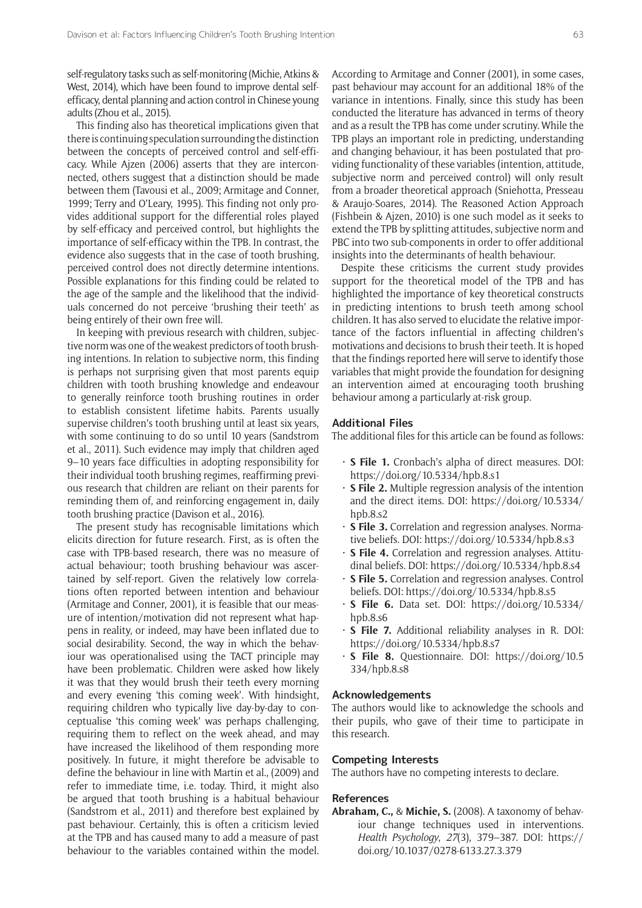self-regulatory tasks such as self-monitoring (Michie, Atkins & West, 2014), which have been found to improve dental self-efficacy, dental planning and action control in Chinese young adults (Zhou et al., 2015).

This finding also has theoretical implications given that there is continuing speculation surrounding the distinction between the concepts of perceived control and self-efficacy. While Ajzen (2006) asserts that they are interconnected, others suggest that a distinction should be made between them (Tavousi et al., 2009; Armitage and Conner, 1999; Terry and O'Leary, 1995). This finding not only provides additional support for the differential roles played by self-efficacy and perceived control, but highlights the importance of self-efficacy within the TPB. In contrast, the evidence also suggests that in the case of tooth brushing, perceived control does not directly determine intentions. Possible explanations for this finding could be related to the age of the sample and the likelihood that the individuals concerned do not perceive 'brushing their teeth' as being entirely of their own free will.

In keeping with previous research with children, subjective norm was one of the weakest predictors of tooth brushing intentions. In relation to subjective norm, this finding is perhaps not surprising given that most parents equip children with tooth brushing knowledge and endeavour to generally reinforce tooth brushing routines in order to establish consistent lifetime habits. Parents usually supervise children's tooth brushing until at least six years, with some continuing to do so until 10 years (Sandstrom et al., 2011). Such evidence may imply that children aged 9–10 years face difficulties in adopting responsibility for their individual tooth brushing regimes, reaffirming previous research that children are reliant on their parents for reminding them of, and reinforcing engagement in, daily tooth brushing practice (Davison et al., 2016).

The present study has recognisable limitations which elicits direction for future research. First, as is often the case with TPB-based research, there was no measure of actual behaviour; tooth brushing behaviour was ascertained by self-report. Given the relatively low correlations often reported between intention and behaviour (Armitage and Conner, 2001), it is feasible that our measure of intention/motivation did not represent what happens in reality, or indeed, may have been inflated due to social desirability. Second, the way in which the behaviour was operationalised using the TACT principle may have been problematic. Children were asked how likely it was that they would brush their teeth every morning and every evening 'this coming week'. With hindsight, requiring children who typically live day-by-day to conceptualise 'this coming week' was perhaps challenging, requiring them to reflect on the week ahead, and may have increased the likelihood of them responding more positively. In future, it might therefore be advisable to define the behaviour in line with Martin et al., (2009) and refer to immediate time, i.e. today. Third, it might also be argued that tooth brushing is a habitual behaviour (Sandstrom et al., 2011) and therefore best explained by past behaviour. Certainly, this is often a criticism levied at the TPB and has caused many to add a measure of past behaviour to the variables contained within the model. According to Armitage and Conner (2001), in some cases, past behaviour may account for an additional 18% of the variance in intentions. Finally, since this study has been conducted the literature has advanced in terms of theory and as a result the TPB has come under scrutiny. While the TPB plays an important role in predicting, understanding and changing behaviour, it has been postulated that providing functionality of these variables (intention, attitude, subjective norm and perceived control) will only result from a broader theoretical approach (Sniehotta, Presseau & Araujo-Soares, 2014). The Reasoned Action Approach (Fishbein & Ajzen, 2010) is one such model as it seeks to extend the TPB by splitting attitudes, subjective norm and PBC into two sub-components in order to offer additional insights into the determinants of health behaviour.

Despite these criticisms the current study provides support for the theoretical model of the TPB and has highlighted the importance of key theoretical constructs in predicting intentions to brush teeth among school children. It has also served to elucidate the relative importance of the factors influential in affecting children's motivations and decisions to brush their teeth. It is hoped that the findings reported here will serve to identify those variables that might provide the foundation for designing an intervention aimed at encouraging tooth brushing behaviour among a particularly at-risk group.

## Additional Files

The additional files for this article can be found as follows:

- **S File 1.** Cronbach's alpha of direct measures. DOI: https://doi.org/10.5334/hpb.8.s1
- **S File 2.** Multiple regression analysis of the intention and the direct items. DOI: https://doi.org/10.5334/hpb.8.s2
- **S File 3.** Correlation and regression analyses. Normative beliefs. DOI: https://doi.org/10.5334/hpb.8.s3
- **S File 4.** Correlation and regression analyses. Attitudinal beliefs. DOI: https://doi.org/10.5334/hpb.8.s4
- **S File 5.** Correlation and regression analyses. Control beliefs. DOI: https://doi.org/10.5334/hpb.8.s5
- **S File 6.** Data set. DOI: https://doi.org/10.5334/hpb.8.s6
- **S File 7.** Additional reliability analyses in R. DOI: https://doi.org/10.5334/hpb.8.s7
- **S File 8.** Questionnaire. DOI: https://doi.org/10.5334/hpb.8.s8

## Acknowledgements

The authors would like to acknowledge the schools and their pupils, who gave of their time to participate in this research.

## Competing Interests

The authors have no competing interests to declare.

## References

**Abraham, C.,** & **Michie, S.** (2008). A taxonomy of behaviour change techniques used in interventions. *Health Psychology*, *27*(3), 379–387. DOI: https://doi.org/10.1037/0278-6133.27.3.379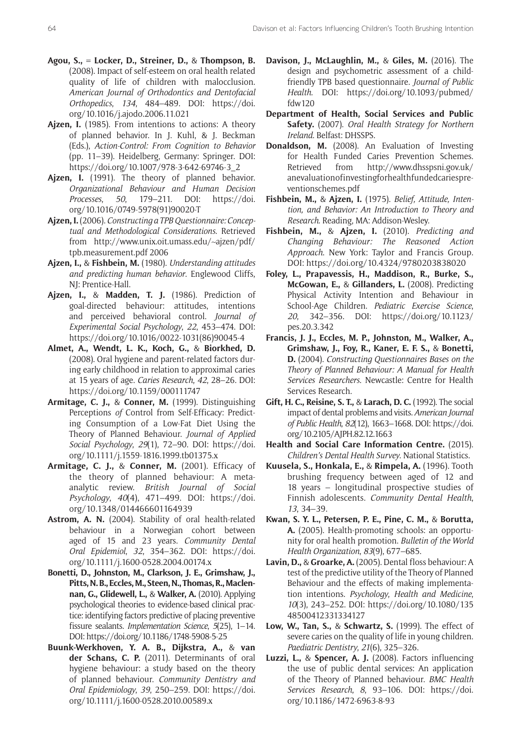**Agou, S.,** = **Locker, D., Streiner, D.,** & **Thompson, B.** (2008). Impact of self-esteem on oral health related quality of life of children with malocclusion. *American Journal of Orthodontics and Dentofacial Orthopedics*, *134*, 484–489. DOI: https://doi.org/10.1016/j.ajodo.2006.11.021

**Ajzen, I.** (1985). From intentions to actions: A theory of planned behavior. In J. Kuhl, & J. Beckman (Eds.), *Action-Control: From Cognition to Behavior* (pp. 11–39). Heidelberg, Germany: Springer. DOI: https://doi.org/10.1007/978-3-642-69746-3_2

**Ajzen, I.** (1991). The theory of planned behavior. *Organizational Behaviour and Human Decision Processes*, *50*, 179–211. DOI: https://doi.org/10.1016/0749-5978(91)90020-T

**Ajzen, I.** (2006). *Constructing a TPB Questionnaire: Conceptual and Methodological Considerations.* Retrieved from http://www.unix.oit.umass.edu/~ajzen/pdf/tpb.measurement.pdf 2006

**Ajzen, I.,** & **Fishbein, M.** (1980). *Understanding attitudes and predicting human behavior*. Englewood Cliffs, NJ: Prentice-Hall.

**Ajzen, I.,** & **Madden, T. J.** (1986). Prediction of goal-directed behaviour: attitudes, intentions and perceived behavioral control. *Journal of Experimental Social Psychology*, *22*, 453–474. DOI: https://doi.org/10.1016/0022-1031(86)90045-4

**Almet, A., Wendt, L. K., Koch, G.,** & **Biorkhed, D.** (2008). Oral hygiene and parent-related factors during early childhood in relation to approximal caries at 15 years of age. *Caries Research*, *42*, 28–26. DOI: https://doi.org/10.1159/000111747

**Armitage, C. J.,** & **Conner, M.** (1999). Distinguishing Perceptions *of* Control from Self-Efficacy: Predicting Consumption of a Low-Fat Diet Using the Theory of Planned Behaviour. *Journal of Applied Social Psychology*, *29*(1), 72–90. DOI: https://doi.org/10.1111/j.1559-1816.1999.tb01375.x

**Armitage, C. J.,** & **Conner, M.** (2001). Efficacy of the theory of planned behaviour: A meta-analytic review. *British Journal of Social Psychology*, *40*(4), 471–499. DOI: https://doi.org/10.1348/014466601164939

**Astrom, A. N.** (2004). Stability of oral health-related behaviour in a Norwegian cohort between aged of 15 and 23 years. *Community Dental Oral Epidemiol*, *32*, 354–362. DOI: https://doi.org/10.1111/j.1600-0528.2004.00174.x

**Bonetti, D., Johnston, M., Clarkson, J. E., Grimshaw, J., Pitts, N. B., Eccles, M., Steen, N., Thomas, R., Maclennan, G., Glidewell, L.,** & **Walker, A.** (2010). Applying psychological theories to evidence-based clinical practice: identifying factors predictive of placing preventive fissure sealants. *Implementation Science*, *5*(25), 1–14. DOI: https://doi.org/10.1186/1748-5908-5-25

**Buunk-Werkhoven, Y. A. B., Dijkstra, A.,** & **van der Schans, C. P.** (2011). Determinants of oral hygiene behaviour: a study based on the theory of planned behaviour. *Community Dentistry and Oral Epidemiology*, *39*, 250–259. DOI: https://doi.org/10.1111/j.1600-0528.2010.00589.x

**Davison, J., McLaughlin, M.,** & **Giles, M.** (2016). The design and psychometric assessment of a child-friendly TPB based questionnaire. *Journal of Public Health*. DOI: https://doi.org/10.1093/pubmed/fdw120

**Department of Health, Social Services and Public Safety.** (2007). *Oral Health Strategy for Northern Ireland*. Belfast: DHSSPS.

**Donaldson, M.** (2008). An Evaluation of Investing for Health Funded Caries Prevention Schemes. Retrieved from http://www.dhsspsni.gov.uk/anevaluationofinvestingforhealthfundedcariespreventionschemes.pdf

**Fishbein, M.,** & **Ajzen, I.** (1975). *Belief, Attitude, Intention, and Behavior: An Introduction to Theory and Research*. Reading, MA: Addison-Wesley.

**Fishbein, M.,** & **Ajzen, I.** (2010). *Predicting and Changing Behaviour: The Reasoned Action Approach*. New York: Taylor and Francis Group. DOI: https://doi.org/10.4324/9780203838020

**Foley, L., Prapavessis, H., Maddison, R., Burke, S., McGowan, E.,** & **Gillanders, L.** (2008). Predicting Physical Activity Intention and Behaviour in School-Age Children. *Pediatric Exercise Science*, *20*, 342–356. DOI: https://doi.org/10.1123/pes.20.3.342

**Francis, J. J., Eccles, M. P., Johnston, M., Walker, A., Grimshaw, J., Foy, R., Kaner, E. F. S.,** & **Bonetti, D.** (2004). *Constructing Questionnaires Bases on the Theory of Planned Behaviour: A Manual for Health Services Researchers*. Newcastle: Centre for Health Services Research.

**Gift, H. C., Reisine, S. T.,** & **Larach, D. C.** (1992). The social impact of dental problems and visits. *American Journal of Public Health*, *82*(12), 1663–1668. DOI: https://doi.org/10.2105/AJPH.82.12.1663

**Health and Social Care Information Centre.** (2015). *Children's Dental Health Survey*. National Statistics.

**Kuusela, S., Honkala, E.,** & **Rimpela, A.** (1996). Tooth brushing frequency between aged of 12 and 18 years – longitudinal prospective studies of Finnish adolescents. *Community Dental Health*, *13*, 34–39.

**Kwan, S. Y. L., Petersen, P. E., Pine, C. M.,** & **Borutta, A.** (2005). Health-promoting schools: an opportunity for oral health promotion. *Bulletin of the World Health Organization*, *83*(9), 677–685.

**Lavin, D.,** & **Groarke, A.** (2005). Dental floss behaviour: A test of the predictive utility of the Theory of Planned Behaviour and the effects of making implementation intentions. *Psychology, Health and Medicine*, *10*(3), 243–252. DOI: https://doi.org/10.1080/13548500412331334127

**Low, W., Tan, S.,** & **Schwartz, S.** (1999). The effect of severe caries on the quality of life in young children. *Paediatric Dentistry*, *21*(6), 325–326.

**Luzzi, L.,** & **Spencer, A. J.** (2008). Factors influencing the use of public dental services: An application of the Theory of Planned behaviour. *BMC Health Services Research*, *8*, 93–106. DOI: https://doi.org/10.1186/1472-6963-8-93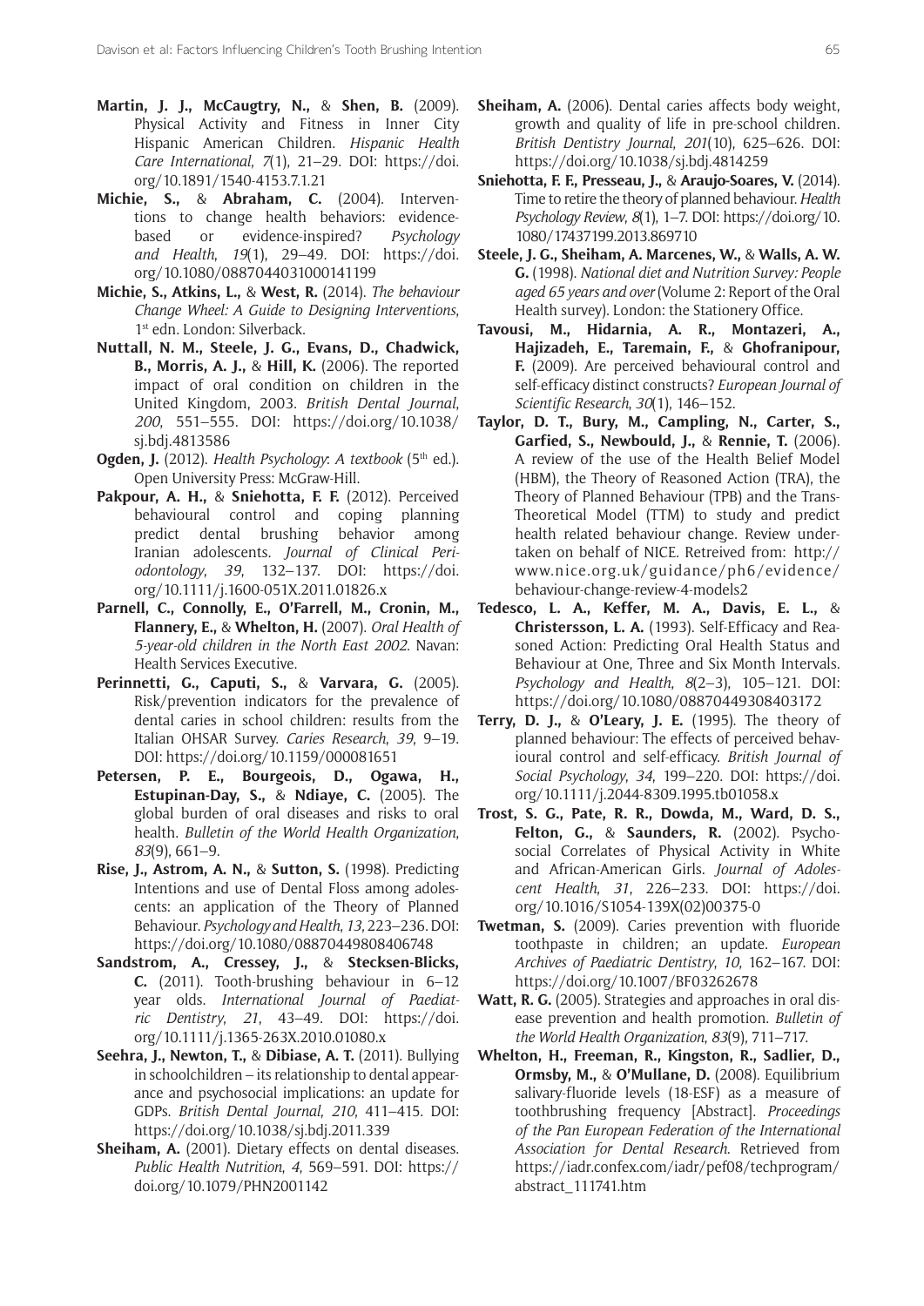**Martin, J. J., McCaugtry, N.,** & **Shen, B.** (2009). Physical Activity and Fitness in Inner City Hispanic American Children. *Hispanic Health Care International*, *7*(1), 21–29. DOI: https://doi.org/10.1891/1540-4153.7.1.21

**Michie, S.,** & **Abraham, C.** (2004). Interventions to change health behaviors: evidence-based or evidence-inspired? *Psychology and Health*, *19*(1), 29–49. DOI: https://doi.org/10.1080/0887044031000141199

**Michie, S., Atkins, L.,** & **West, R.** (2014). *The behaviour Change Wheel: A Guide to Designing Interventions*, 1st edn. London: Silverback.

**Nuttall, N. M., Steele, J. G., Evans, D., Chadwick, B., Morris, A. J.,** & **Hill, K.** (2006). The reported impact of oral condition on children in the United Kingdom, 2003. *British Dental Journal*, *200*, 551–555. DOI: https://doi.org/10.1038/sj.bdj.4813586

**Ogden, J.** (2012). *Health Psychology*: *A textbook* (5th ed.). Open University Press: McGraw-Hill.

**Pakpour, A. H.,** & **Sniehotta, F. F.** (2012). Perceived behavioural control and coping planning predict dental brushing behavior among Iranian adolescents. *Journal of Clinical Periodontology*, *39*, 132–137. DOI: https://doi.org/10.1111/j.1600-051X.2011.01826.x

**Parnell, C., Connolly, E., O'Farrell, M., Cronin, M., Flannery, E.,** & **Whelton, H.** (2007). *Oral Health of 5-year-old children in the North East 2002*. Navan: Health Services Executive.

**Perinnetti, G., Caputi, S.,** & **Varvara, G.** (2005). Risk/prevention indicators for the prevalence of dental caries in school children: results from the Italian OHSAR Survey. *Caries Research*, *39*, 9–19. DOI: https://doi.org/10.1159/000081651

**Petersen, P. E., Bourgeois, D., Ogawa, H., Estupinan-Day, S.,** & **Ndiaye, C.** (2005). The global burden of oral diseases and risks to oral health. *Bulletin of the World Health Organization*, *83*(9), 661–9.

**Rise, J., Astrom, A. N.,** & **Sutton, S.** (1998). Predicting Intentions and use of Dental Floss among adolescents: an application of the Theory of Planned Behaviour. *Psychology and Health*, *13*, 223–236. DOI: https://doi.org/10.1080/08870449808406748

**Sandstrom, A., Cressey, J.,** & **Stecksen-Blicks, C.** (2011). Tooth-brushing behaviour in 6–12 year olds. *International Journal of Paediatric Dentistry*, *21*, 43–49. DOI: https://doi.org/10.1111/j.1365-263X.2010.01080.x

**Seehra, J., Newton, T.,** & **Dibiase, A. T.** (2011). Bullying in schoolchildren – its relationship to dental appearance and psychosocial implications: an update for GDPs. *British Dental Journal*, *210*, 411–415. DOI: https://doi.org/10.1038/sj.bdj.2011.339

**Sheiham, A.** (2001). Dietary effects on dental diseases. *Public Health Nutrition*, *4*, 569–591. DOI: https://doi.org/10.1079/PHN2001142

**Sheiham, A.** (2006). Dental caries affects body weight, growth and quality of life in pre-school children. *British Dentistry Journal*, *201*(10), 625–626. DOI: https://doi.org/10.1038/sj.bdj.4814259

**Sniehotta, F. F., Presseau, J.,** & **Araujo-Soares, V.** (2014). Time to retire the theory of planned behaviour. *Health Psychology Review*, *8*(1), 1–7. DOI: https://doi.org/10.1080/17437199.2013.869710

**Steele, J. G., Sheiham, A. Marcenes, W.,** & **Walls, A. W. G.** (1998). *National diet and Nutrition Survey: People aged 65 years and over* (Volume 2: Report of the Oral Health survey). London: the Stationery Office.

**Tavousi, M., Hidarnia, A. R., Montazeri, A., Hajizadeh, E., Taremain, F.,** & **Ghofranipour, F.** (2009). Are perceived behavioural control and self-efficacy distinct constructs? *European Journal of Scientific Research*, *30*(1), 146–152.

**Taylor, D. T., Bury, M., Campling, N., Carter, S., Garfied, S., Newbould, J.,** & **Rennie, T.** (2006). A review of the use of the Health Belief Model (HBM), the Theory of Reasoned Action (TRA), the Theory of Planned Behaviour (TPB) and the Trans-Theoretical Model (TTM) to study and predict health related behaviour change. Review undertaken on behalf of NICE. Retreived from: http://www.nice.org.uk/guidance/ph6/evidence/behaviour-change-review-4-models2

**Tedesco, L. A., Keffer, M. A., Davis, E. L.,** & **Christersson, L. A.** (1993). Self-Efficacy and Reasoned Action: Predicting Oral Health Status and Behaviour at One, Three and Six Month Intervals. *Psychology and Health*, *8*(2–3), 105–121. DOI: https://doi.org/10.1080/08870449308403172

**Terry, D. J.,** & **O'Leary, J. E.** (1995). The theory of planned behaviour: The effects of perceived behavioural control and self-efficacy. *British Journal of Social Psychology*, *34*, 199–220. DOI: https://doi.org/10.1111/j.2044-8309.1995.tb01058.x

**Trost, S. G., Pate, R. R., Dowda, M., Ward, D. S., Felton, G.,** & **Saunders, R.** (2002). Psychosocial Correlates of Physical Activity in White and African-American Girls. *Journal of Adolescent Health*, *31*, 226–233. DOI: https://doi.org/10.1016/S1054-139X(02)00375-0

**Twetman, S.** (2009). Caries prevention with fluoride toothpaste in children; an update. *European Archives of Paediatric Dentistry*, *10*, 162–167. DOI: https://doi.org/10.1007/BF03262678

**Watt, R. G.** (2005). Strategies and approaches in oral disease prevention and health promotion. *Bulletin of the World Health Organization*, *83*(9), 711–717.

**Whelton, H., Freeman, R., Kingston, R., Sadlier, D., Ormsby, M.,** & **O'Mullane, D.** (2008). Equilibrium salivary-fluoride levels (18-ESF) as a measure of toothbrushing frequency [Abstract]. *Proceedings of the Pan European Federation of the International Association for Dental Research*. Retrieved from https://iadr.confex.com/iadr/pef08/techprogram/abstract_111741.htm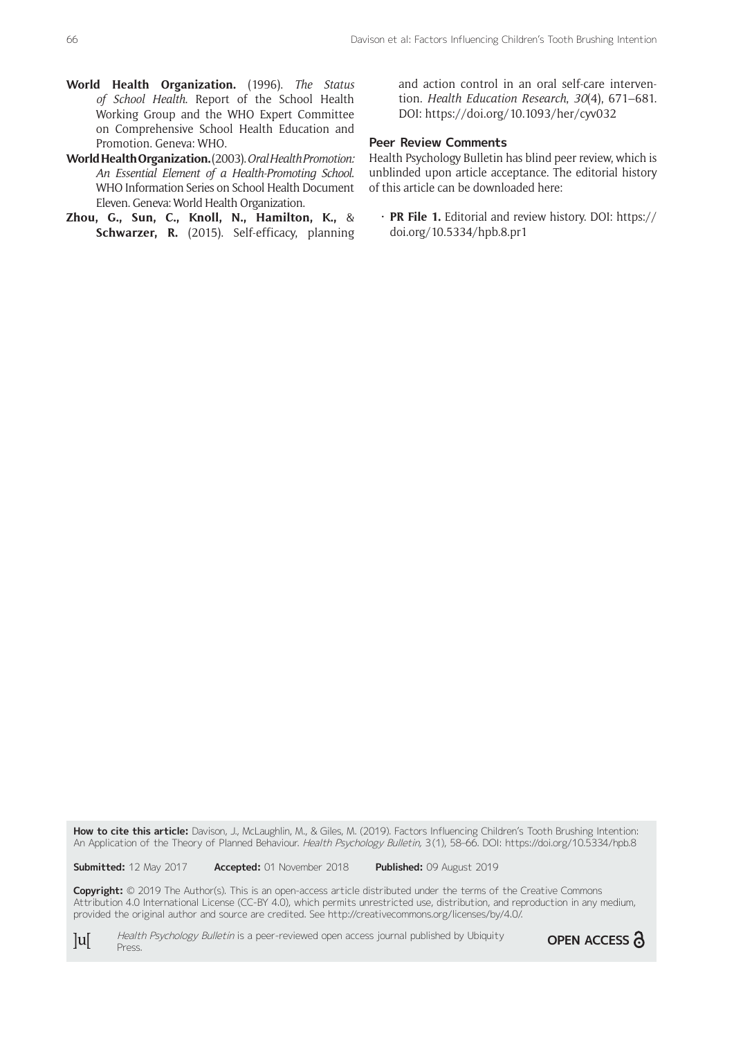**World Health Organization.** (1996). *The Status of School Health*. Report of the School Health Working Group and the WHO Expert Committee on Comprehensive School Health Education and Promotion. Geneva: WHO.

**World Health Organization.** (2003). *Oral Health Promotion: An Essential Element of a Health-Promoting School*. WHO Information Series on School Health Document Eleven. Geneva: World Health Organization.

**Zhou, G., Sun, C., Knoll, N., Hamilton, K.,** & **Schwarzer, R.** (2015). Self-efficacy, planning and action control in an oral self-care intervention. *Health Education Research*, *30*(4), 671–681. DOI: https://doi.org/10.1093/her/cyv032

### Peer Review Comments

Health Psychology Bulletin has blind peer review, which is unblinded upon article acceptance. The editorial history of this article can be downloaded here:

- **PR File 1.** Editorial and review history. DOI: https://doi.org/10.5334/hpb.8.pr1

**How to cite this article:** Davison, J., McLaughlin, M., & Giles, M. (2019). Factors Influencing Children's Tooth Brushing Intention: An Application of the Theory of Planned Behaviour. *Health Psychology Bulletin,* 3(1), 58–66. DOI: https://doi.org/10.5334/hpb.8

**Submitted:** 12 May 2017 **Accepted:** 01 November 2018 **Published:** 09 August 2019

**Copyright:** © 2019 The Author(s). This is an open-access article distributed under the terms of the Creative Commons Attribution 4.0 International License (CC-BY 4.0), which permits unrestricted use, distribution, and reproduction in any medium, provided the original author and source are credited. See http://creativecommons.org/licenses/by/4.0/.

*Health Psychology Bulletin* is a peer-reviewed open access journal published by Ubiquity Press. **OPEN ACCESS**